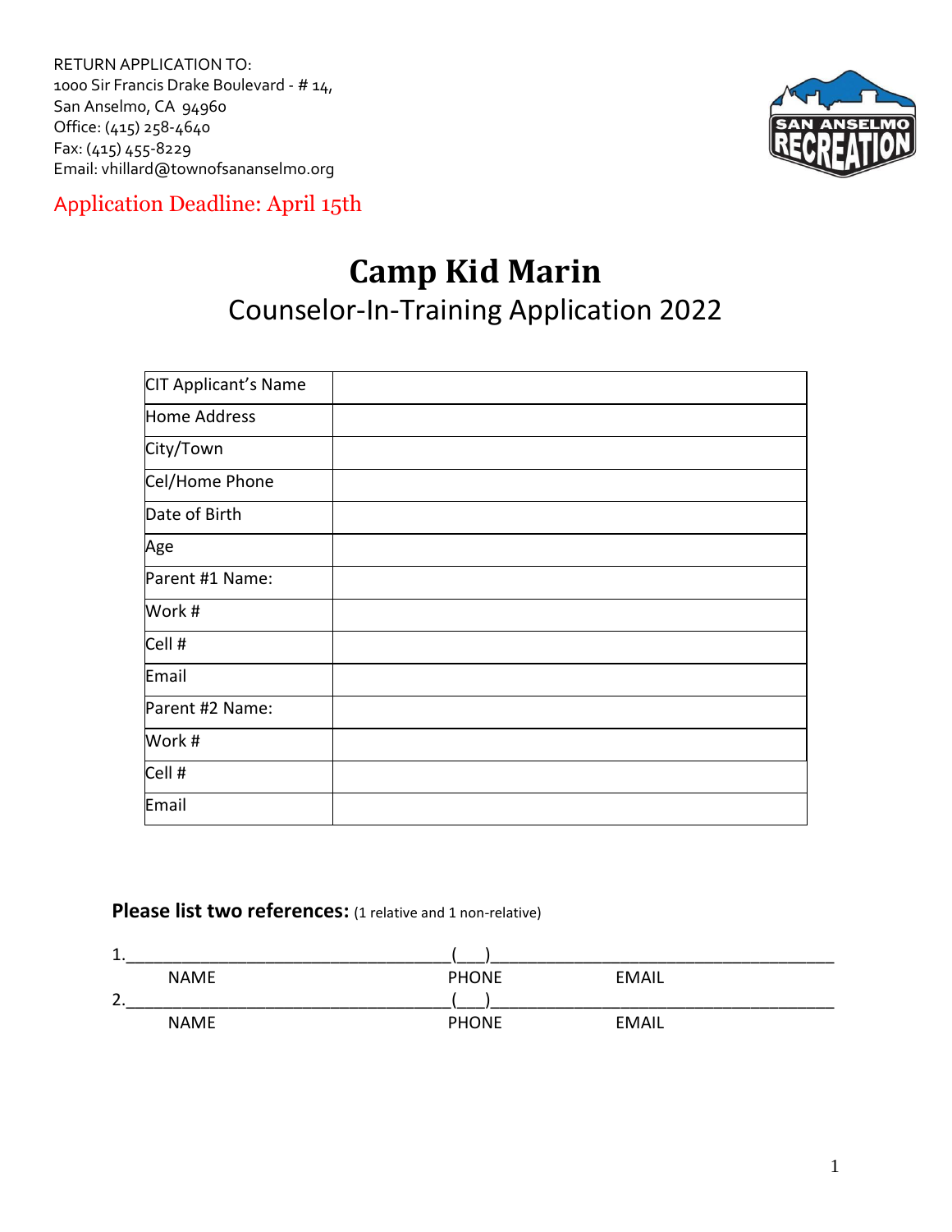RETURN APPLICATION TO:
1000 Sir Francis Drake Boulevard - # 14,
San Anselmo, CA 94960
Office: (415) 258-4640
Fax: (415) 455-8229
Email: vhillard@townofsananselmo.org

Application Deadline: April 15th

# Camp Kid Marin

## Counselor-In-Training Application 2022

| CIT Applicant's Name | |
|---|---|
| Home Address | |
| City/Town | |
| Cel/Home Phone | |
| Date of Birth | |
| Age | |
| Parent #1 Name: | |
| Work # | |
| Cell # | |
| Email | |
| Parent #2 Name: | |
| Work # | |
| Cell # | |
| Email | |

**Please list two references:** (1 relative and 1 non-relative)

1.___________________________________(___)______________________________________
NAME PHONE EMAIL

2.___________________________________(___)______________________________________
NAME PHONE EMAIL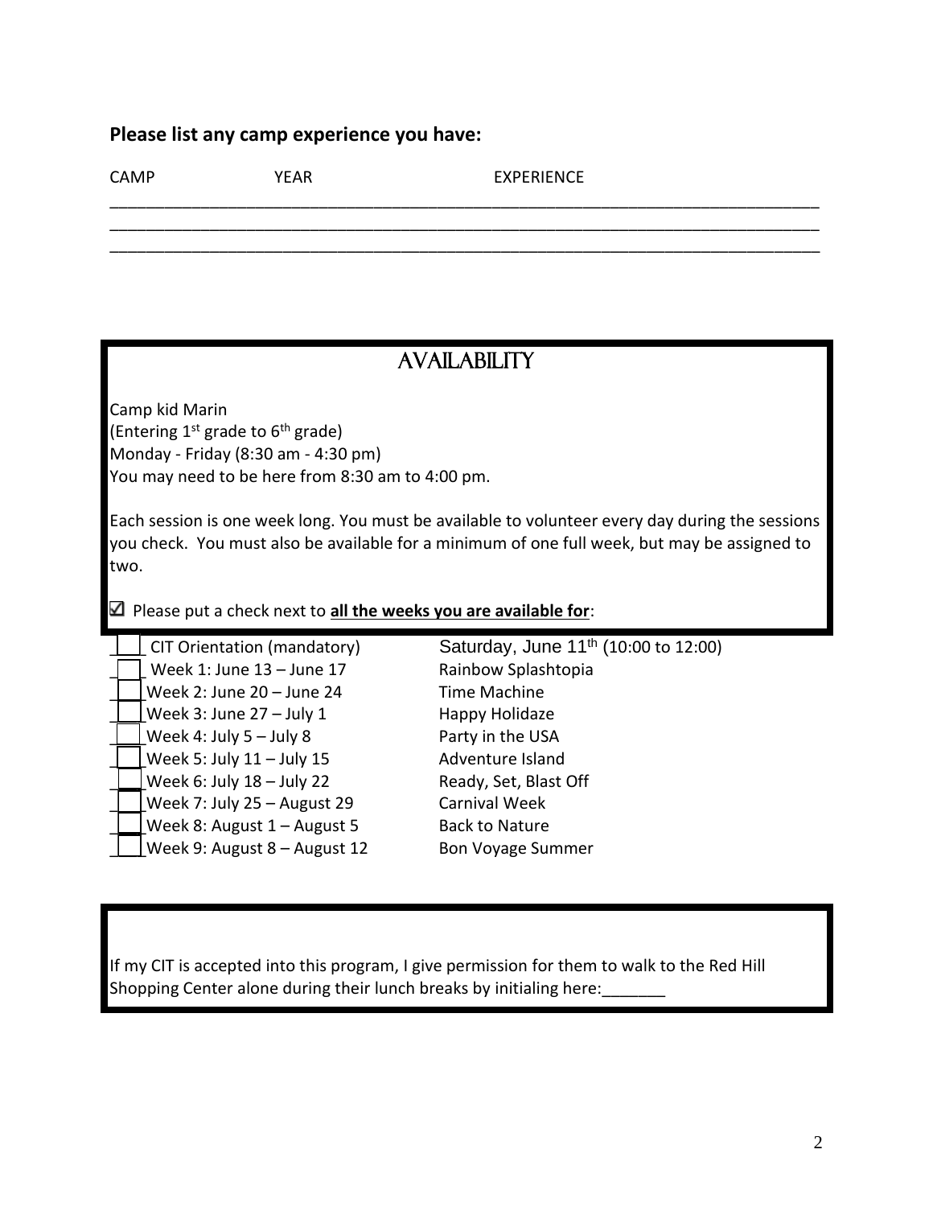**Please list any camp experience you have:**

CAMP YEAR EXPERIENCE

\_\_\_\_\_\_\_\_\_\_\_\_\_\_\_\_\_\_\_\_\_\_\_\_\_\_\_\_\_\_\_\_\_\_\_\_\_\_\_\_\_\_\_\_\_\_\_\_\_\_\_\_\_\_\_\_\_\_\_\_\_\_\_\_\_\_\_\_\_\_\_\_\_\_\_\_\_\_

\_\_\_\_\_\_\_\_\_\_\_\_\_\_\_\_\_\_\_\_\_\_\_\_\_\_\_\_\_\_\_\_\_\_\_\_\_\_\_\_\_\_\_\_\_\_\_\_\_\_\_\_\_\_\_\_\_\_\_\_\_\_\_\_\_\_\_\_\_\_\_\_\_\_\_\_\_\_

\_\_\_\_\_\_\_\_\_\_\_\_\_\_\_\_\_\_\_\_\_\_\_\_\_\_\_\_\_\_\_\_\_\_\_\_\_\_\_\_\_\_\_\_\_\_\_\_\_\_\_\_\_\_\_\_\_\_\_\_\_\_\_\_\_\_\_\_\_\_\_\_\_\_\_\_\_\_

## AVAILABILITY

Camp kid Marin
(Entering 1st grade to 6th grade)
Monday - Friday (8:30 am - 4:30 pm)
You may need to be here from 8:30 am to 4:00 pm.

Each session is one week long. You must be available to volunteer every day during the sessions you check. You must also be available for a minimum of one full week, but may be assigned to two.

☑ Please put a check next to **all the weeks you are available for**:

| | Session | Date / Theme |
|---|---|---|
| ☐ | CIT Orientation (mandatory) | Saturday, June 11th (10:00 to 12:00) |
| ☐ | Week 1: June 13 – June 17 | Rainbow Splashtopia |
| ☐ | Week 2: June 20 – June 24 | Time Machine |
| ☐ | Week 3: June 27 – July 1 | Happy Holidaze |
| ☐ | Week 4: July 5 – July 8 | Party in the USA |
| ☐ | Week 5: July 11 – July 15 | Adventure Island |
| ☐ | Week 6: July 18 – July 22 | Ready, Set, Blast Off |
| ☐ | Week 7: July 25 – August 29 | Carnival Week |
| ☐ | Week 8: August 1 – August 5 | Back to Nature |
| ☐ | Week 9: August 8 – August 12 | Bon Voyage Summer |

If my CIT is accepted into this program, I give permission for them to walk to the Red Hill Shopping Center alone during their lunch breaks by initialing here:\_\_\_\_\_\_\_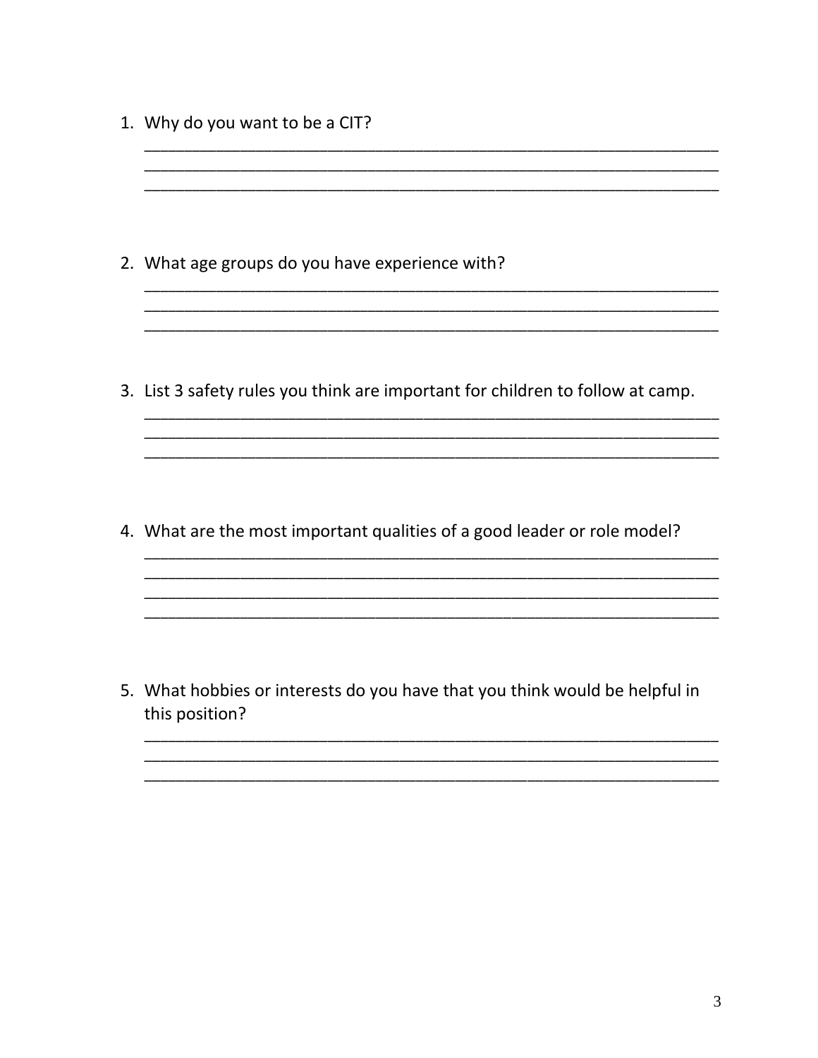1. Why do you want to be a CIT?

_________________________________________________________________
_________________________________________________________________
_________________________________________________________________

2. What age groups do you have experience with?

_________________________________________________________________
_________________________________________________________________
_________________________________________________________________

3. List 3 safety rules you think are important for children to follow at camp.

_________________________________________________________________
_________________________________________________________________
_________________________________________________________________

4. What are the most important qualities of a good leader or role model?

_________________________________________________________________
_________________________________________________________________
_________________________________________________________________
_________________________________________________________________

5. What hobbies or interests do you have that you think would be helpful in this position?

_________________________________________________________________
_________________________________________________________________
_________________________________________________________________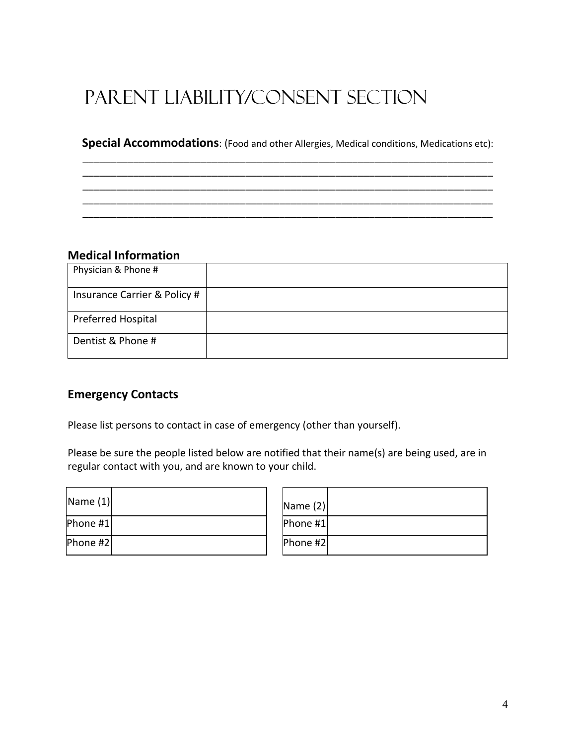# Parent Liability/Consent Section

**Special Accommodations**: (Food and other Allergies, Medical conditions, Medications etc):

___________________________________________________________________________
___________________________________________________________________________
___________________________________________________________________________
___________________________________________________________________________
___________________________________________________________________________

## Medical Information

| Physician & Phone # | |
|---|---|
| Insurance Carrier & Policy # | |
| Preferred Hospital | |
| Dentist & Phone # | |

## Emergency Contacts

Please list persons to contact in case of emergency (other than yourself).

Please be sure the people listed below are notified that their name(s) are being used, are in regular contact with you, and are known to your child.

| Name (1) | |
|---|---|
| Phone #1 | |
| Phone #2 | |

| Name (2) | |
|---|---|
| Phone #1 | |
| Phone #2 | |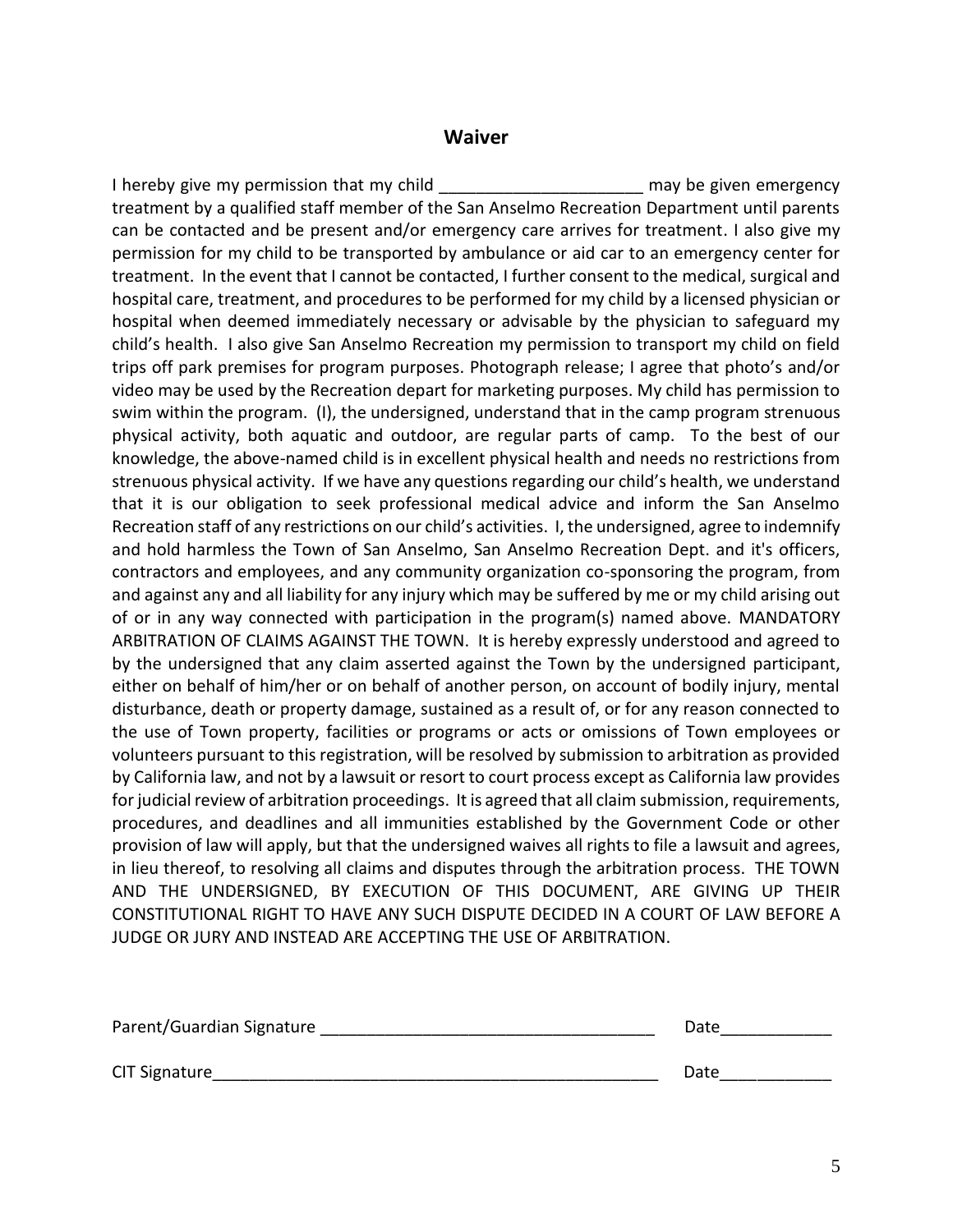## Waiver

I hereby give my permission that my child ______________________ may be given emergency treatment by a qualified staff member of the San Anselmo Recreation Department until parents can be contacted and be present and/or emergency care arrives for treatment. I also give my permission for my child to be transported by ambulance or aid car to an emergency center for treatment. In the event that I cannot be contacted, I further consent to the medical, surgical and hospital care, treatment, and procedures to be performed for my child by a licensed physician or hospital when deemed immediately necessary or advisable by the physician to safeguard my child's health. I also give San Anselmo Recreation my permission to transport my child on field trips off park premises for program purposes. Photograph release; I agree that photo's and/or video may be used by the Recreation depart for marketing purposes. My child has permission to swim within the program. (I), the undersigned, understand that in the camp program strenuous physical activity, both aquatic and outdoor, are regular parts of camp. To the best of our knowledge, the above-named child is in excellent physical health and needs no restrictions from strenuous physical activity. If we have any questions regarding our child's health, we understand that it is our obligation to seek professional medical advice and inform the San Anselmo Recreation staff of any restrictions on our child's activities. I, the undersigned, agree to indemnify and hold harmless the Town of San Anselmo, San Anselmo Recreation Dept. and it's officers, contractors and employees, and any community organization co-sponsoring the program, from and against any and all liability for any injury which may be suffered by me or my child arising out of or in any way connected with participation in the program(s) named above. MANDATORY ARBITRATION OF CLAIMS AGAINST THE TOWN. It is hereby expressly understood and agreed to by the undersigned that any claim asserted against the Town by the undersigned participant, either on behalf of him/her or on behalf of another person, on account of bodily injury, mental disturbance, death or property damage, sustained as a result of, or for any reason connected to the use of Town property, facilities or programs or acts or omissions of Town employees or volunteers pursuant to this registration, will be resolved by submission to arbitration as provided by California law, and not by a lawsuit or resort to court process except as California law provides for judicial review of arbitration proceedings. It is agreed that all claim submission, requirements, procedures, and deadlines and all immunities established by the Government Code or other provision of law will apply, but that the undersigned waives all rights to file a lawsuit and agrees, in lieu thereof, to resolving all claims and disputes through the arbitration process. THE TOWN AND THE UNDERSIGNED, BY EXECUTION OF THIS DOCUMENT, ARE GIVING UP THEIR CONSTITUTIONAL RIGHT TO HAVE ANY SUCH DISPUTE DECIDED IN A COURT OF LAW BEFORE A JUDGE OR JURY AND INSTEAD ARE ACCEPTING THE USE OF ARBITRATION.

Parent/Guardian Signature ____________________________________ Date____________

CIT Signature__________________________________________________ Date____________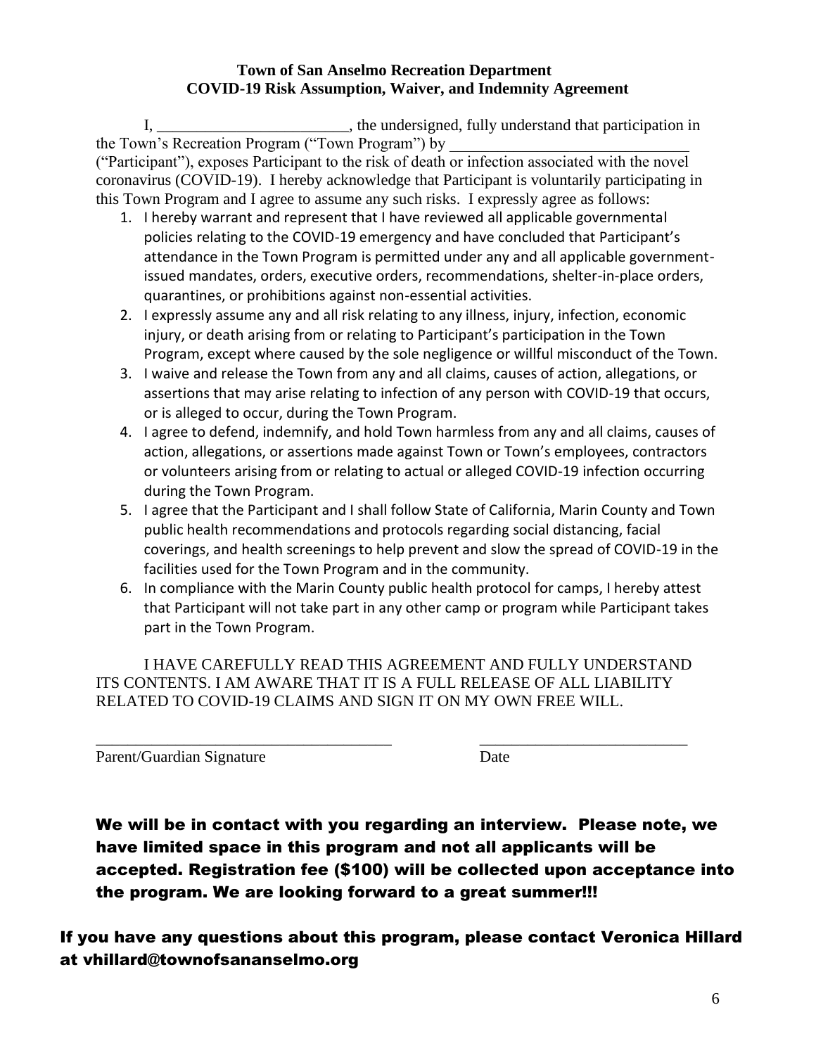**Town of San Anselmo Recreation Department**
**COVID-19 Risk Assumption, Waiver, and Indemnity Agreement**

I, ________________________, the undersigned, fully understand that participation in the Town's Recreation Program ("Town Program") by _____________________________ ("Participant"), exposes Participant to the risk of death or infection associated with the novel coronavirus (COVID-19). I hereby acknowledge that Participant is voluntarily participating in this Town Program and I agree to assume any such risks. I expressly agree as follows:

1. I hereby warrant and represent that I have reviewed all applicable governmental policies relating to the COVID-19 emergency and have concluded that Participant's attendance in the Town Program is permitted under any and all applicable government-issued mandates, orders, executive orders, recommendations, shelter-in-place orders, quarantines, or prohibitions against non-essential activities.
2. I expressly assume any and all risk relating to any illness, injury, infection, economic injury, or death arising from or relating to Participant's participation in the Town Program, except where caused by the sole negligence or willful misconduct of the Town.
3. I waive and release the Town from any and all claims, causes of action, allegations, or assertions that may arise relating to infection of any person with COVID-19 that occurs, or is alleged to occur, during the Town Program.
4. I agree to defend, indemnify, and hold Town harmless from any and all claims, causes of action, allegations, or assertions made against Town or Town's employees, contractors or volunteers arising from or relating to actual or alleged COVID-19 infection occurring during the Town Program.
5. I agree that the Participant and I shall follow State of California, Marin County and Town public health recommendations and protocols regarding social distancing, facial coverings, and health screenings to help prevent and slow the spread of COVID-19 in the facilities used for the Town Program and in the community.
6. In compliance with the Marin County public health protocol for camps, I hereby attest that Participant will not take part in any other camp or program while Participant takes part in the Town Program.

I HAVE CAREFULLY READ THIS AGREEMENT AND FULLY UNDERSTAND ITS CONTENTS. I AM AWARE THAT IT IS A FULL RELEASE OF ALL LIABILITY RELATED TO COVID-19 CLAIMS AND SIGN IT ON MY OWN FREE WILL.

_____________________________________ Parent/Guardian Signature

__________________________ Date

**We will be in contact with you regarding an interview. Please note, we have limited space in this program and not all applicants will be accepted. Registration fee ($100) will be collected upon acceptance into the program. We are looking forward to a great summer!!!**

**If you have any questions about this program, please contact Veronica Hillard at vhillard@townofsananselmo.org**